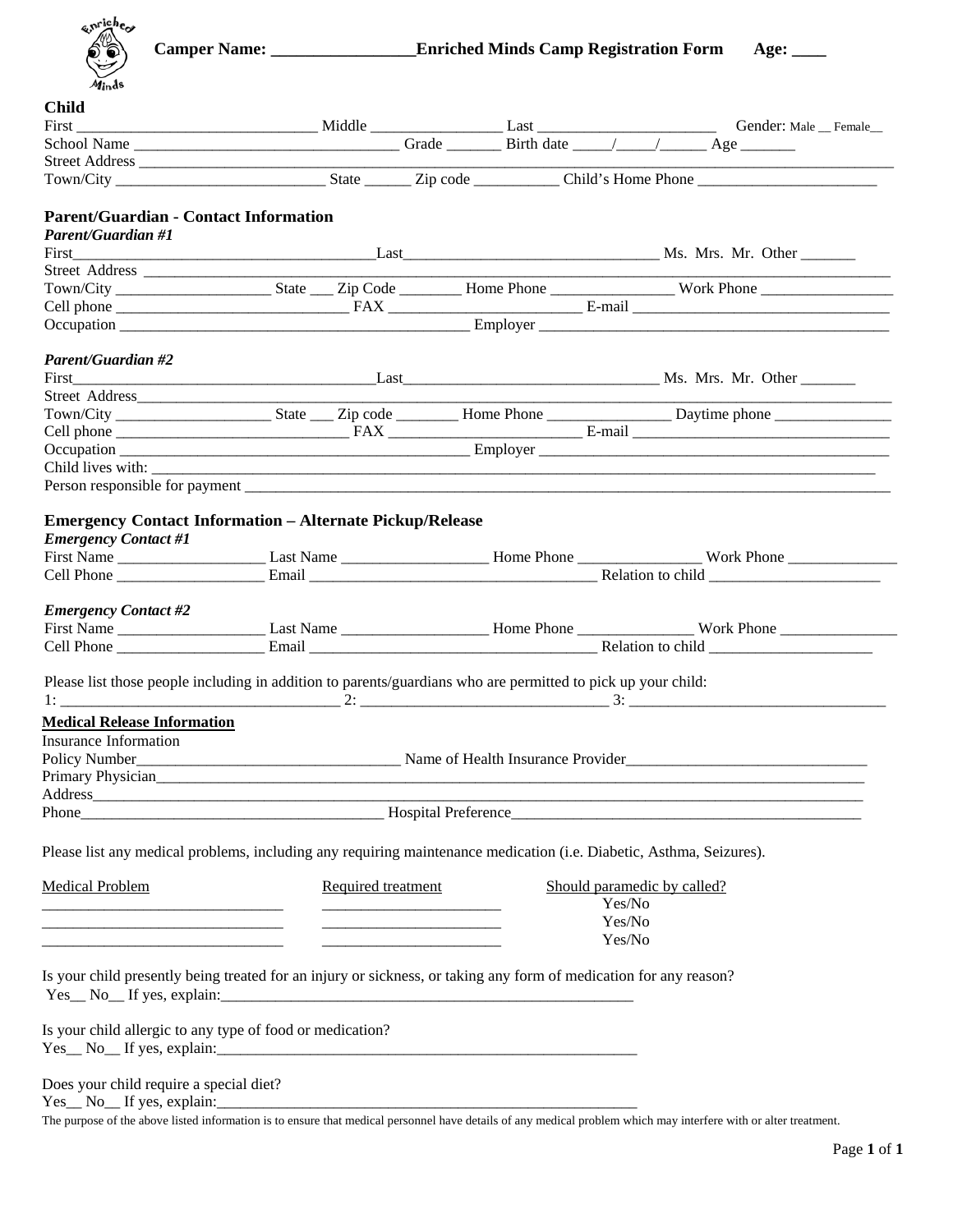**Camper Name: ________________Enriched Minds Camp Registration Form Age: ____**

### Child

First ______________________________ Middle ________________ Last ______________________ Gender: Male __ Female__

School Name _________________________________ Grade _______ Birth date _____/_____/______ Age _______

Street Address ________________________________________________________________________________________

Town/City ___________________________ State ______ Zip code ___________ Child's Home Phone _______________________

### Parent/Guardian - Contact Information

***Parent/Guardian #1***

First______________________________________Last________________________________ Ms. Mrs. Mr. Other _______

Street Address ________________________________________________________________________________________

Town/City ___________________ State ___ Zip Code ________ Home Phone _______________ Work Phone _________________

Cell phone ______________________________ FAX ________________________ E-mail _________________________________

Occupation ____________________________________________ Employer ____________________________________________

***Parent/Guardian #2***

First______________________________________Last________________________________ Ms. Mrs. Mr. Other _______

Street Address________________________________________________________________________________________

Town/City ___________________ State ___ Zip code ________ Home Phone _______________ Daytime phone _______________

Cell phone ______________________________ FAX ________________________ E-mail _________________________________

Occupation ____________________________________________ Employer ____________________________________________

Child lives with: _______________________________________________________________________________________

Person responsible for payment __________________________________________________________________________

### Emergency Contact Information – Alternate Pickup/Release

***Emergency Contact #1***

First Name __________________ Last Name __________________ Home Phone ________________ Work Phone ______________

Cell Phone __________________ Email ____________________________________ Relation to child ______________________

***Emergency Contact #2***

First Name __________________ Last Name __________________ Home Phone _______________ Work Phone _______________

Cell Phone __________________ Email ____________________________________ Relation to child _____________________

Please list those people including in addition to parents/guardians who are permitted to pick up your child:

1: ___________________________________ 2: ________________________________ 3: _________________________________

**<u>Medical Release Information</u>**

Insurance Information

Policy Number_________________________________ Name of Health Insurance Provider_______________________________

Primary Physician______________________________________________________________________________________

Address_____________________________________________________________________________________________

Phone_____________________________________ Hospital Preference_____________________________________________

Please list any medical problems, including any requiring maintenance medication (i.e. Diabetic, Asthma, Seizures).

| Medical Problem | Required treatment | Should paramedic by called? |
|---|---|---|
| ______________________________ | ______________________ | Yes/No |
| ______________________________ | ______________________ | Yes/No |
| ______________________________ | ______________________ | Yes/No |

Is your child presently being treated for an injury or sickness, or taking any form of medication for any reason?
Yes__ No__ If yes, explain:_______________________________________________________

Is your child allergic to any type of food or medication?
Yes__ No__ If yes, explain:_______________________________________________________

Does your child require a special diet?
Yes__ No__ If yes, explain:_______________________________________________________

The purpose of the above listed information is to ensure that medical personnel have details of any medical problem which may interfere with or alter treatment.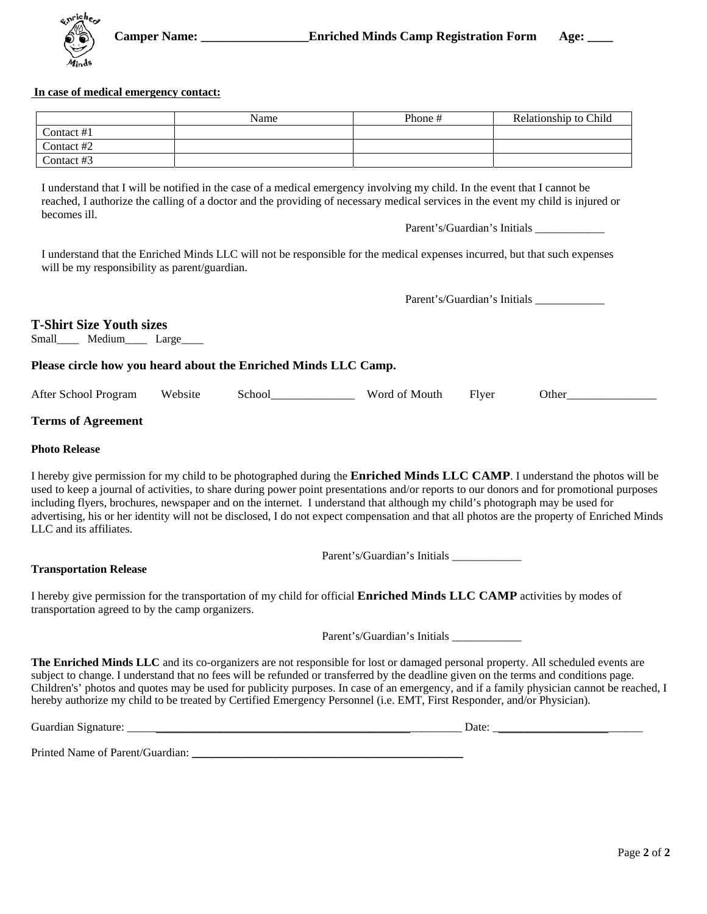**Camper Name: ________________Enriched Minds Camp Registration Form Age: ____**

**In case of medical emergency contact:**

| | Name | Phone # | Relationship to Child |
|---|---|---|---|
| Contact #1 | | | |
| Contact #2 | | | |
| Contact #3 | | | |

I understand that I will be notified in the case of a medical emergency involving my child. In the event that I cannot be reached, I authorize the calling of a doctor and the providing of necessary medical services in the event my child is injured or becomes ill.

Parent's/Guardian's Initials ____________

I understand that the Enriched Minds LLC will not be responsible for the medical expenses incurred, but that such expenses will be my responsibility as parent/guardian.

Parent's/Guardian's Initials ____________

**T-Shirt Size Youth sizes**

Small____ Medium____ Large____

**Please circle how you heard about the Enriched Minds LLC Camp.**

After School Program Website School______________ Word of Mouth Flyer Other_______________

**Terms of Agreement**

**Photo Release**

I hereby give permission for my child to be photographed during the **Enriched Minds LLC CAMP**. I understand the photos will be used to keep a journal of activities, to share during power point presentations and/or reports to our donors and for promotional purposes including flyers, brochures, newspaper and on the internet. I understand that although my child's photograph may be used for advertising, his or her identity will not be disclosed, I do not expect compensation and that all photos are the property of Enriched Minds LLC and its affiliates.

Parent's/Guardian's Initials ____________

**Transportation Release**

I hereby give permission for the transportation of my child for official **Enriched Minds LLC CAMP** activities by modes of transportation agreed to by the camp organizers.

Parent's/Guardian's Initials ____________

**The Enriched Minds LLC** and its co-organizers are not responsible for lost or damaged personal property. All scheduled events are subject to change. I understand that no fees will be refunded or transferred by the deadline given on the terms and conditions page. Children's' photos and quotes may be used for publicity purposes. In case of an emergency, and if a family physician cannot be reached, I hereby authorize my child to be treated by Certified Emergency Personnel (i.e. EMT, First Responder, and/or Physician).

Guardian Signature: ______________________________________________________________ Date: ___________________________

Printed Name of Parent/Guardian: ________________________________________________